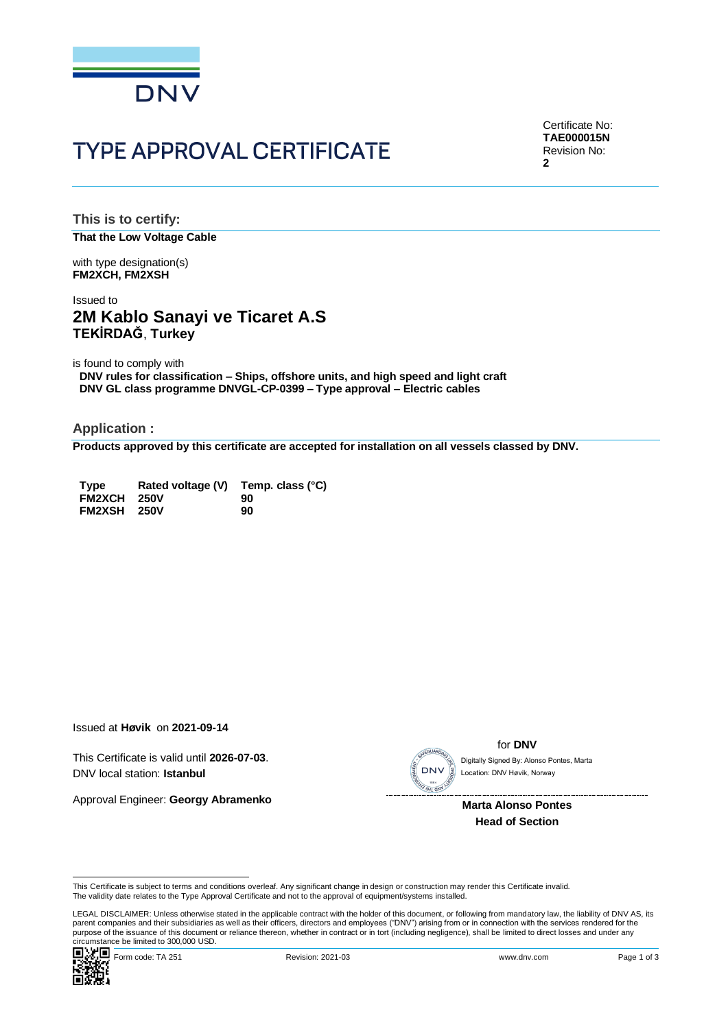DNV

# TYPE APPROVAL CERTIFICATE

Certificate No:
**TAE000015N**
Revision No:
**2**

## This is to certify:

**That the Low Voltage Cable**

with type designation(s)
**FM2XCH, FM2XSH**

Issued to
## 2M Kablo Sanayi ve Ticaret A.S
**TEKİRDAĞ**, **Turkey**

is found to comply with
**DNV rules for classification – Ships, offshore units, and high speed and light craft**
**DNV GL class programme DNVGL-CP-0399 – Type approval – Electric cables**

## Application :

**Products approved by this certificate are accepted for installation on all vessels classed by DNV.**

| Type | Rated voltage (V) | Temp. class (°C) |
|---|---|---|
| **FM2XCH** | **250V** | **90** |
| **FM2XSH** | **250V** | **90** |

Issued at **Høvik** on **2021-09-14**

This Certificate is valid until **2026-07-03**.
DNV local station: **Istanbul**

Approval Engineer: **Georgy Abramenko**

for **DNV**

Digitally Signed By: Alonso Pontes, Marta
Location: DNV Høvik, Norway

**Marta Alonso Pontes**
**Head of Section**

This Certificate is subject to terms and conditions overleaf. Any significant change in design or construction may render this Certificate invalid.
The validity date relates to the Type Approval Certificate and not to the approval of equipment/systems installed.

LEGAL DISCLAIMER: Unless otherwise stated in the applicable contract with the holder of this document, or following from mandatory law, the liability of DNV AS, its parent companies and their subsidiaries as well as their officers, directors and employees ("DNV") arising from or in connection with the services rendered for the purpose of the issuance of this document or reliance thereon, whether in contract or in tort (including negligence), shall be limited to direct losses and under any circumstance be limited to 300,000 USD.

Form code: TA 251 Revision: 2021-03 www.dnv.com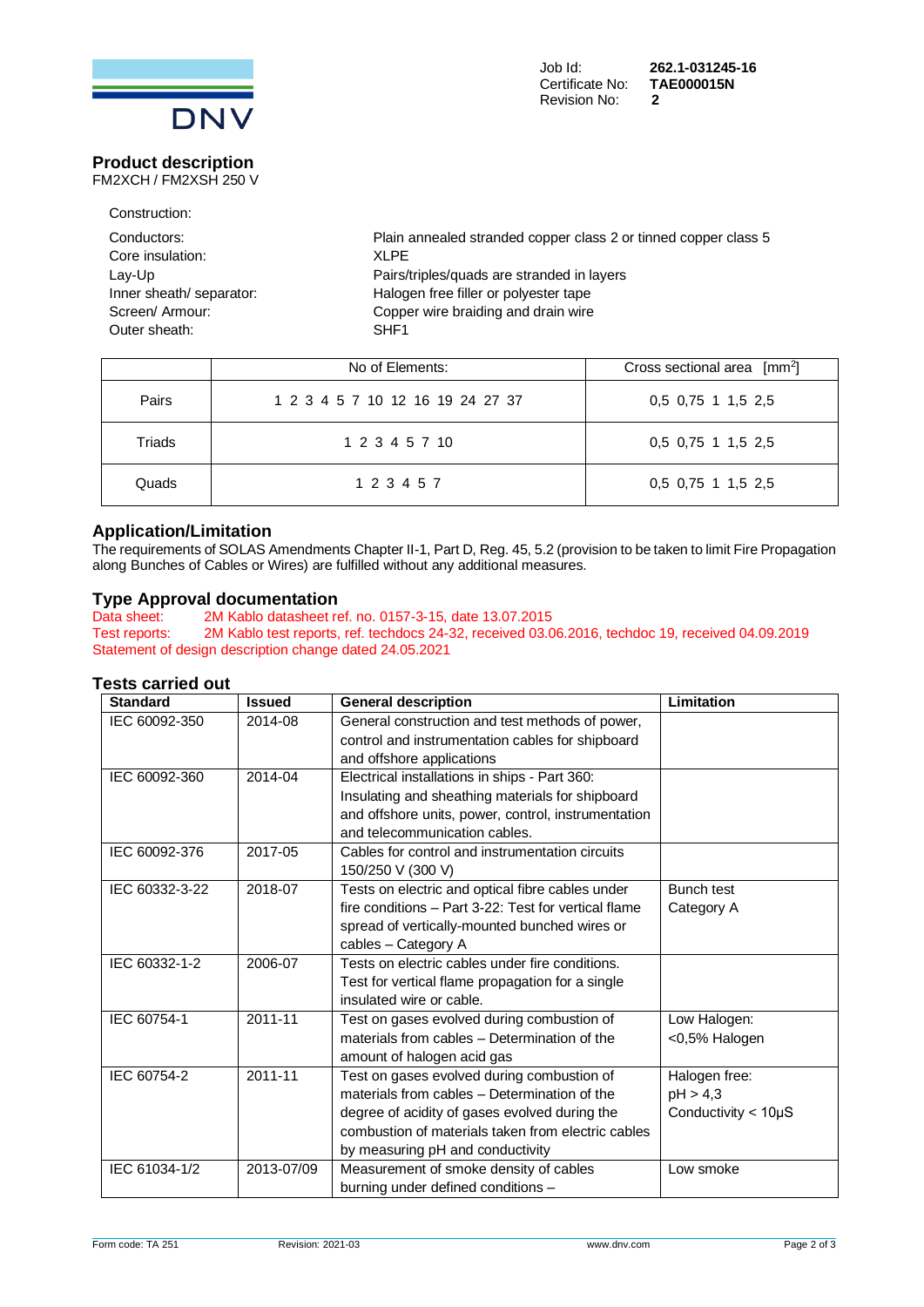Job Id: **262.1-031245-16**
Certificate No: **TAE000015N**
Revision No: **2**

## Product description

FM2XCH / FM2XSH 250 V

Construction:

| | |
|---|---|
| Conductors: | Plain annealed stranded copper class 2 or tinned copper class 5 |
| Core insulation: | XLPE |
| Lay-Up | Pairs/triples/quads are stranded in layers |
| Inner sheath/ separator: | Halogen free filler or polyester tape |
| Screen/ Armour: | Copper wire braiding and drain wire |
| Outer sheath: | SHF1 |

| | No of Elements: | Cross sectional area [$mm^2$] |
|---|---|---|
| Pairs | 1 2 3 4 5 7 10 12 16 19 24 27 37 | 0,5 0,75 1 1,5 2,5 |
| Triads | 1 2 3 4 5 7 10 | 0,5 0,75 1 1,5 2,5 |
| Quads | 1 2 3 4 5 7 | 0,5 0,75 1 1,5 2,5 |

## Application/Limitation

The requirements of SOLAS Amendments Chapter II-1, Part D, Reg. 45, 5.2 (provision to be taken to limit Fire Propagation along Bunches of Cables or Wires) are fulfilled without any additional measures.

## Type Approval documentation

Data sheet: 2M Kablo datasheet ref. no. 0157-3-15, date 13.07.2015
Test reports: 2M Kablo test reports, ref. techdocs 24-32, received 03.06.2016, techdoc 19, received 04.09.2019
Statement of design description change dated 24.05.2021

## Tests carried out

| Standard | Issued | General description | Limitation |
|---|---|---|---|
| IEC 60092-350 | 2014-08 | General construction and test methods of power, control and instrumentation cables for shipboard and offshore applications | |
| IEC 60092-360 | 2014-04 | Electrical installations in ships - Part 360: Insulating and sheathing materials for shipboard and offshore units, power, control, instrumentation and telecommunication cables. | |
| IEC 60092-376 | 2017-05 | Cables for control and instrumentation circuits 150/250 V (300 V) | |
| IEC 60332-3-22 | 2018-07 | Tests on electric and optical fibre cables under fire conditions – Part 3-22: Test for vertical flame spread of vertically-mounted bunched wires or cables – Category A | Bunch test Category A |
| IEC 60332-1-2 | 2006-07 | Tests on electric cables under fire conditions. Test for vertical flame propagation for a single insulated wire or cable. | |
| IEC 60754-1 | 2011-11 | Test on gases evolved during combustion of materials from cables – Determination of the amount of halogen acid gas | Low Halogen: <0,5% Halogen |
| IEC 60754-2 | 2011-11 | Test on gases evolved during combustion of materials from cables – Determination of the degree of acidity of gases evolved during the combustion of materials taken from electric cables by measuring pH and conductivity | Halogen free: pH > 4,3 Conductivity < 10µS |
| IEC 61034-1/2 | 2013-07/09 | Measurement of smoke density of cables burning under defined conditions – | Low smoke |

Form code: TA 251 Revision: 2021-03 www.dnv.com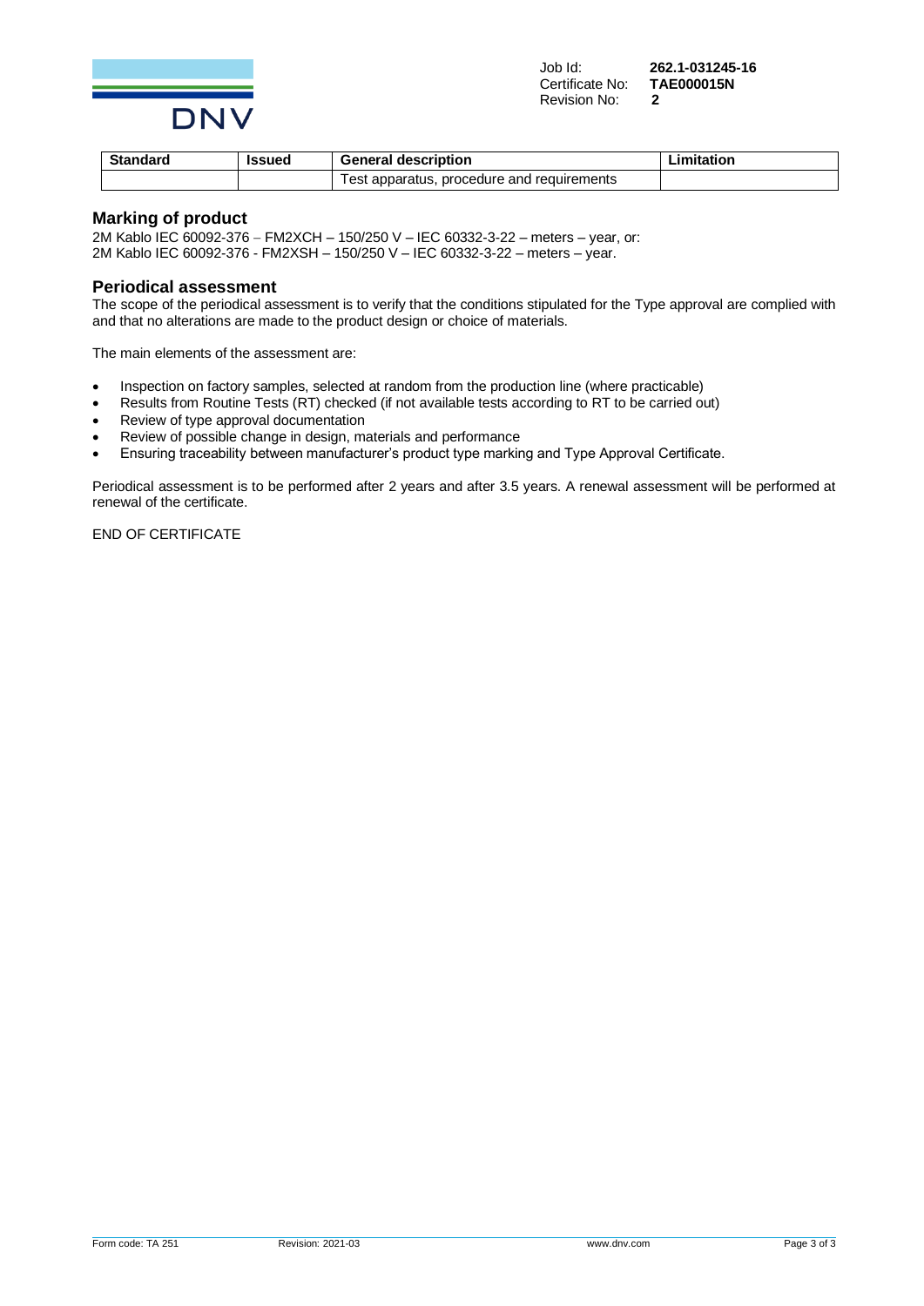Job Id: **262.1-031245-16**
Certificate No: **TAE000015N**
Revision No: **2**

| Standard | Issued | General description | Limitation |
|---|---|---|---|
| | | Test apparatus, procedure and requirements | |

## Marking of product

2M Kablo IEC 60092-376 – FM2XCH – 150/250 V – IEC 60332-3-22 – meters – year, or:
2M Kablo IEC 60092-376 - FM2XSH – 150/250 V – IEC 60332-3-22 – meters – year.

## Periodical assessment

The scope of the periodical assessment is to verify that the conditions stipulated for the Type approval are complied with and that no alterations are made to the product design or choice of materials.

The main elements of the assessment are:

- Inspection on factory samples, selected at random from the production line (where practicable)
- Results from Routine Tests (RT) checked (if not available tests according to RT to be carried out)
- Review of type approval documentation
- Review of possible change in design, materials and performance
- Ensuring traceability between manufacturer's product type marking and Type Approval Certificate.

Periodical assessment is to be performed after 2 years and after 3.5 years. A renewal assessment will be performed at renewal of the certificate.

END OF CERTIFICATE

Form code: TA 251 Revision: 2021-03 www.dnv.com